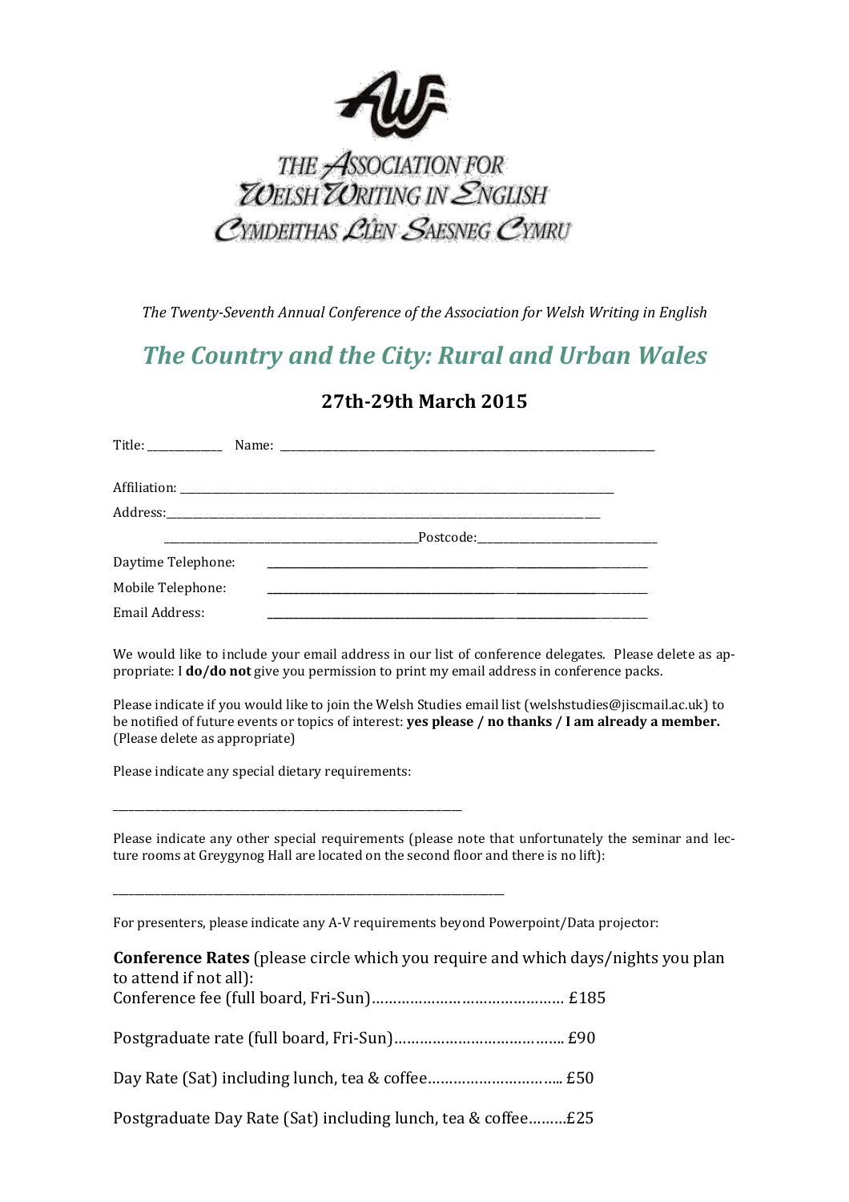THE ASSOCIATION FOR WELSH WRITING IN ENGLISH
CYMDEITHAS LLÊN SAESNEG CYMRU

*The Twenty-Seventh Annual Conference of the Association for Welsh Writing in English*

# *The Country and the City: Rural and Urban Wales*

## 27th-29th March 2015

Title: ____________ Name: ______________________________________________

Affiliation: ______________________________________________

Address: ______________________________________________

______________________________ Postcode: ____________________

Daytime Telephone: ______________________________________________

Mobile Telephone: ______________________________________________

Email Address: ______________________________________________

We would like to include your email address in our list of conference delegates. Please delete as appropriate: I **do/do not** give you permission to print my email address in conference packs.

Please indicate if you would like to join the Welsh Studies email list (welshstudies@jiscmail.ac.uk) to be notified of future events or topics of interest: **yes please / no thanks / I am already a member.** (Please delete as appropriate)

Please indicate any special dietary requirements:

______________________________________________

Please indicate any other special requirements (please note that unfortunately the seminar and lecture rooms at Greygynog Hall are located on the second floor and there is no lift):

______________________________________________

For presenters, please indicate any A-V requirements beyond Powerpoint/Data projector:

**Conference Rates** (please circle which you require and which days/nights you plan to attend if not all):

Conference fee (full board, Fri-Sun)………………………………………… £185

Postgraduate rate (full board, Fri-Sun)………………………………….. £90

Day Rate (Sat) including lunch, tea & coffee………………………... £50

Postgraduate Day Rate (Sat) including lunch, tea & coffee………£25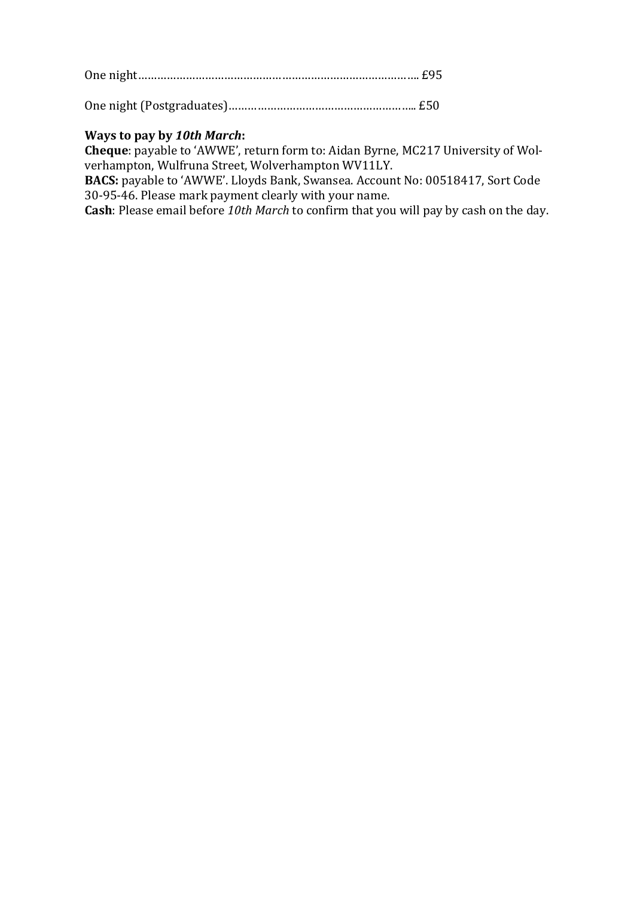One night………………………………………………………………………….. £95

One night (Postgraduates)…………………………………………………... £50

**Ways to pay by *10th March*:**
**Cheque**: payable to 'AWWE', return form to: Aidan Byrne, MC217 University of Wolverhampton, Wulfruna Street, Wolverhampton WV11LY.
**BACS:** payable to 'AWWE'. Lloyds Bank, Swansea. Account No: 00518417, Sort Code 30-95-46. Please mark payment clearly with your name.
**Cash**: Please email before *10th March* to confirm that you will pay by cash on the day.